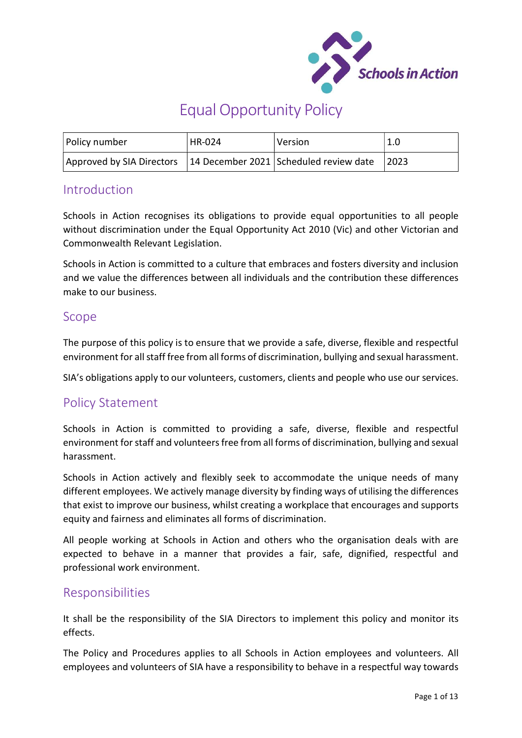Schools in Action

# Equal Opportunity Policy

| Policy number | HR-024 | Version | 1.0 |
|---|---|---|---|
| Approved by SIA Directors | 14 December 2021 | Scheduled review date | 2023 |

## Introduction

Schools in Action recognises its obligations to provide equal opportunities to all people without discrimination under the Equal Opportunity Act 2010 (Vic) and other Victorian and Commonwealth Relevant Legislation.

Schools in Action is committed to a culture that embraces and fosters diversity and inclusion and we value the differences between all individuals and the contribution these differences make to our business.

## Scope

The purpose of this policy is to ensure that we provide a safe, diverse, flexible and respectful environment for all staff free from all forms of discrimination, bullying and sexual harassment.

SIA's obligations apply to our volunteers, customers, clients and people who use our services.

## Policy Statement

Schools in Action is committed to providing a safe, diverse, flexible and respectful environment for staff and volunteers free from all forms of discrimination, bullying and sexual harassment.

Schools in Action actively and flexibly seek to accommodate the unique needs of many different employees. We actively manage diversity by finding ways of utilising the differences that exist to improve our business, whilst creating a workplace that encourages and supports equity and fairness and eliminates all forms of discrimination.

All people working at Schools in Action and others who the organisation deals with are expected to behave in a manner that provides a fair, safe, dignified, respectful and professional work environment.

## Responsibilities

It shall be the responsibility of the SIA Directors to implement this policy and monitor its effects.

The Policy and Procedures applies to all Schools in Action employees and volunteers. All employees and volunteers of SIA have a responsibility to behave in a respectful way towards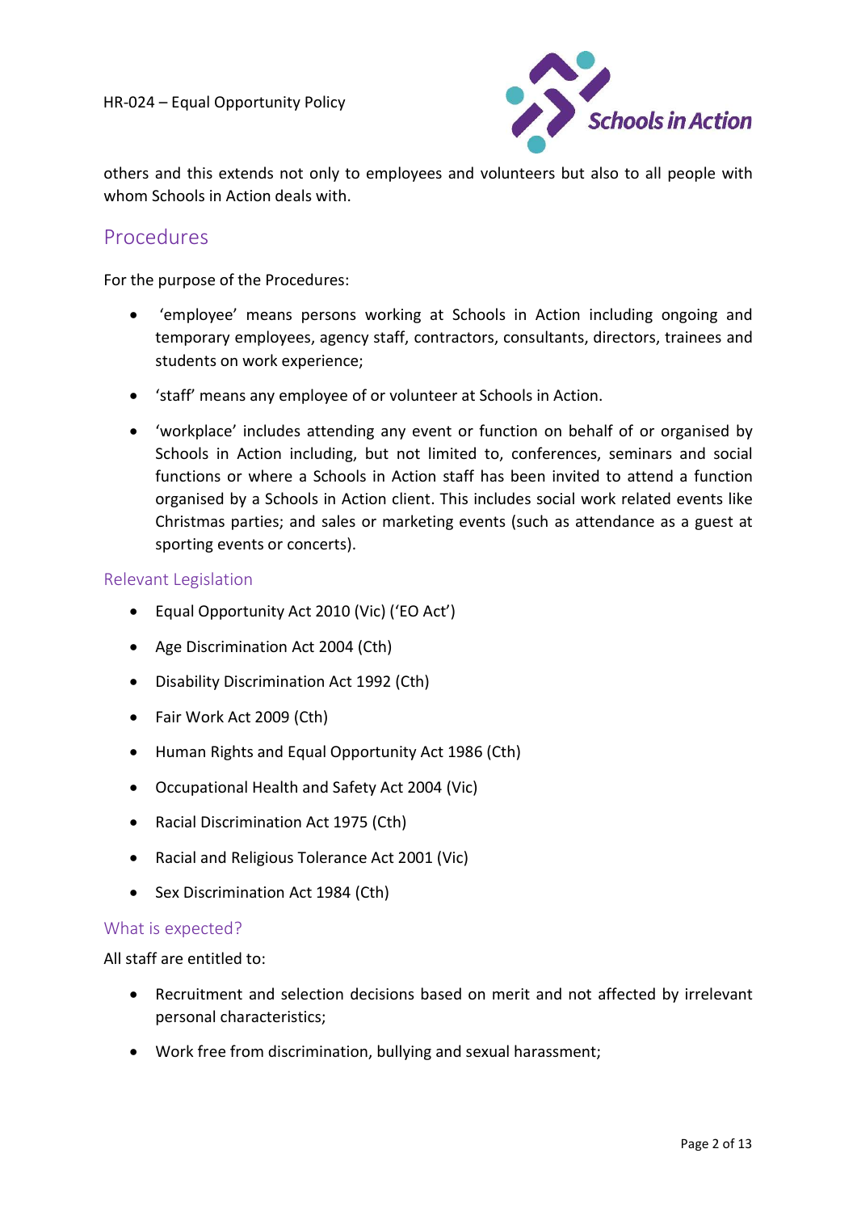others and this extends not only to employees and volunteers but also to all people with whom Schools in Action deals with.

## Procedures

For the purpose of the Procedures:

- 'employee' means persons working at Schools in Action including ongoing and temporary employees, agency staff, contractors, consultants, directors, trainees and students on work experience;
- 'staff' means any employee of or volunteer at Schools in Action.
- 'workplace' includes attending any event or function on behalf of or organised by Schools in Action including, but not limited to, conferences, seminars and social functions or where a Schools in Action staff has been invited to attend a function organised by a Schools in Action client. This includes social work related events like Christmas parties; and sales or marketing events (such as attendance as a guest at sporting events or concerts).

### Relevant Legislation

- Equal Opportunity Act 2010 (Vic) ('EO Act')
- Age Discrimination Act 2004 (Cth)
- Disability Discrimination Act 1992 (Cth)
- Fair Work Act 2009 (Cth)
- Human Rights and Equal Opportunity Act 1986 (Cth)
- Occupational Health and Safety Act 2004 (Vic)
- Racial Discrimination Act 1975 (Cth)
- Racial and Religious Tolerance Act 2001 (Vic)
- Sex Discrimination Act 1984 (Cth)

### What is expected?

All staff are entitled to:

- Recruitment and selection decisions based on merit and not affected by irrelevant personal characteristics;
- Work free from discrimination, bullying and sexual harassment;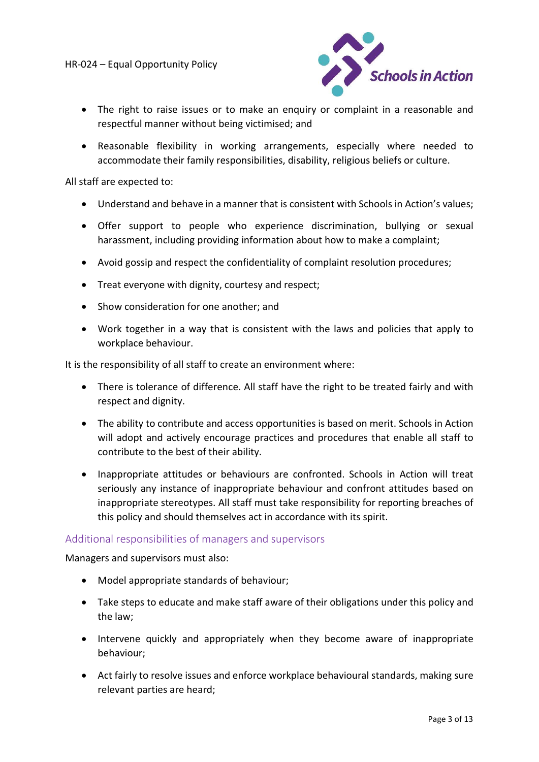- The right to raise issues or to make an enquiry or complaint in a reasonable and respectful manner without being victimised; and
- Reasonable flexibility in working arrangements, especially where needed to accommodate their family responsibilities, disability, religious beliefs or culture.

All staff are expected to:

- Understand and behave in a manner that is consistent with Schools in Action's values;
- Offer support to people who experience discrimination, bullying or sexual harassment, including providing information about how to make a complaint;
- Avoid gossip and respect the confidentiality of complaint resolution procedures;
- Treat everyone with dignity, courtesy and respect;
- Show consideration for one another; and
- Work together in a way that is consistent with the laws and policies that apply to workplace behaviour.

It is the responsibility of all staff to create an environment where:

- There is tolerance of difference. All staff have the right to be treated fairly and with respect and dignity.
- The ability to contribute and access opportunities is based on merit. Schools in Action will adopt and actively encourage practices and procedures that enable all staff to contribute to the best of their ability.
- Inappropriate attitudes or behaviours are confronted. Schools in Action will treat seriously any instance of inappropriate behaviour and confront attitudes based on inappropriate stereotypes. All staff must take responsibility for reporting breaches of this policy and should themselves act in accordance with its spirit.

## Additional responsibilities of managers and supervisors

Managers and supervisors must also:

- Model appropriate standards of behaviour;
- Take steps to educate and make staff aware of their obligations under this policy and the law;
- Intervene quickly and appropriately when they become aware of inappropriate behaviour;
- Act fairly to resolve issues and enforce workplace behavioural standards, making sure relevant parties are heard;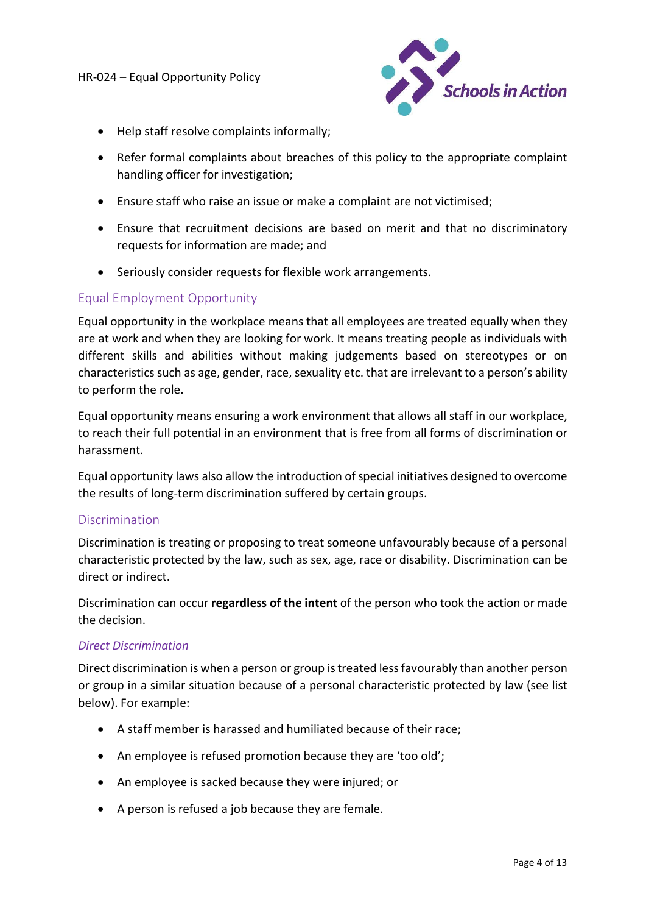- Help staff resolve complaints informally;
- Refer formal complaints about breaches of this policy to the appropriate complaint handling officer for investigation;
- Ensure staff who raise an issue or make a complaint are not victimised;
- Ensure that recruitment decisions are based on merit and that no discriminatory requests for information are made; and
- Seriously consider requests for flexible work arrangements.

## Equal Employment Opportunity

Equal opportunity in the workplace means that all employees are treated equally when they are at work and when they are looking for work. It means treating people as individuals with different skills and abilities without making judgements based on stereotypes or on characteristics such as age, gender, race, sexuality etc. that are irrelevant to a person's ability to perform the role.

Equal opportunity means ensuring a work environment that allows all staff in our workplace, to reach their full potential in an environment that is free from all forms of discrimination or harassment.

Equal opportunity laws also allow the introduction of special initiatives designed to overcome the results of long-term discrimination suffered by certain groups.

## Discrimination

Discrimination is treating or proposing to treat someone unfavourably because of a personal characteristic protected by the law, such as sex, age, race or disability. Discrimination can be direct or indirect.

Discrimination can occur **regardless of the intent** of the person who took the action or made the decision.

### *Direct Discrimination*

Direct discrimination is when a person or group is treated less favourably than another person or group in a similar situation because of a personal characteristic protected by law (see list below). For example:

- A staff member is harassed and humiliated because of their race;
- An employee is refused promotion because they are 'too old';
- An employee is sacked because they were injured; or
- A person is refused a job because they are female.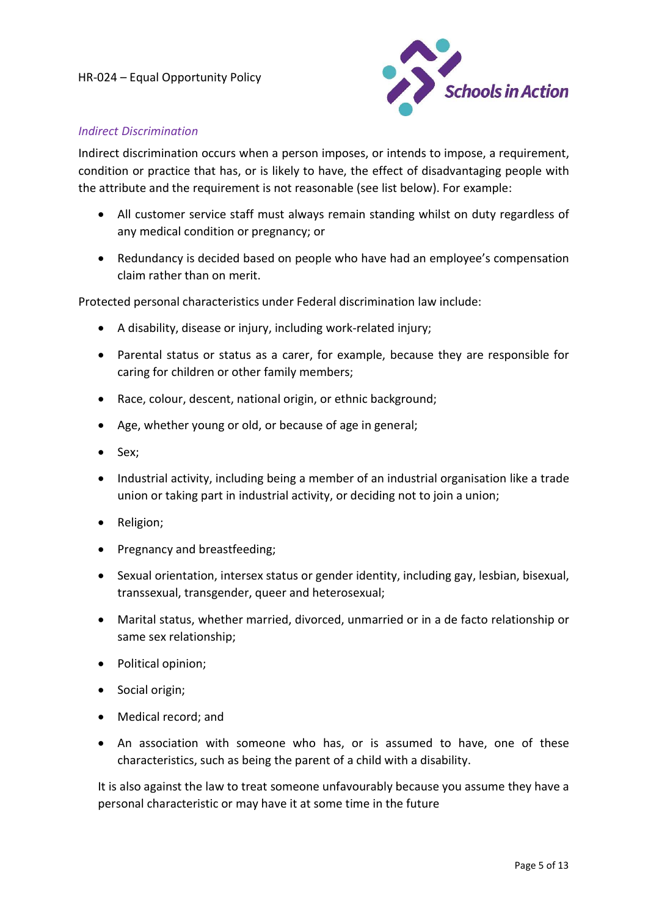*Indirect Discrimination*

Indirect discrimination occurs when a person imposes, or intends to impose, a requirement, condition or practice that has, or is likely to have, the effect of disadvantaging people with the attribute and the requirement is not reasonable (see list below). For example:

- All customer service staff must always remain standing whilst on duty regardless of any medical condition or pregnancy; or
- Redundancy is decided based on people who have had an employee's compensation claim rather than on merit.

Protected personal characteristics under Federal discrimination law include:

- A disability, disease or injury, including work-related injury;
- Parental status or status as a carer, for example, because they are responsible for caring for children or other family members;
- Race, colour, descent, national origin, or ethnic background;
- Age, whether young or old, or because of age in general;
- Sex;
- Industrial activity, including being a member of an industrial organisation like a trade union or taking part in industrial activity, or deciding not to join a union;
- Religion;
- Pregnancy and breastfeeding;
- Sexual orientation, intersex status or gender identity, including gay, lesbian, bisexual, transsexual, transgender, queer and heterosexual;
- Marital status, whether married, divorced, unmarried or in a de facto relationship or same sex relationship;
- Political opinion;
- Social origin;
- Medical record; and
- An association with someone who has, or is assumed to have, one of these characteristics, such as being the parent of a child with a disability.

It is also against the law to treat someone unfavourably because you assume they have a personal characteristic or may have it at some time in the future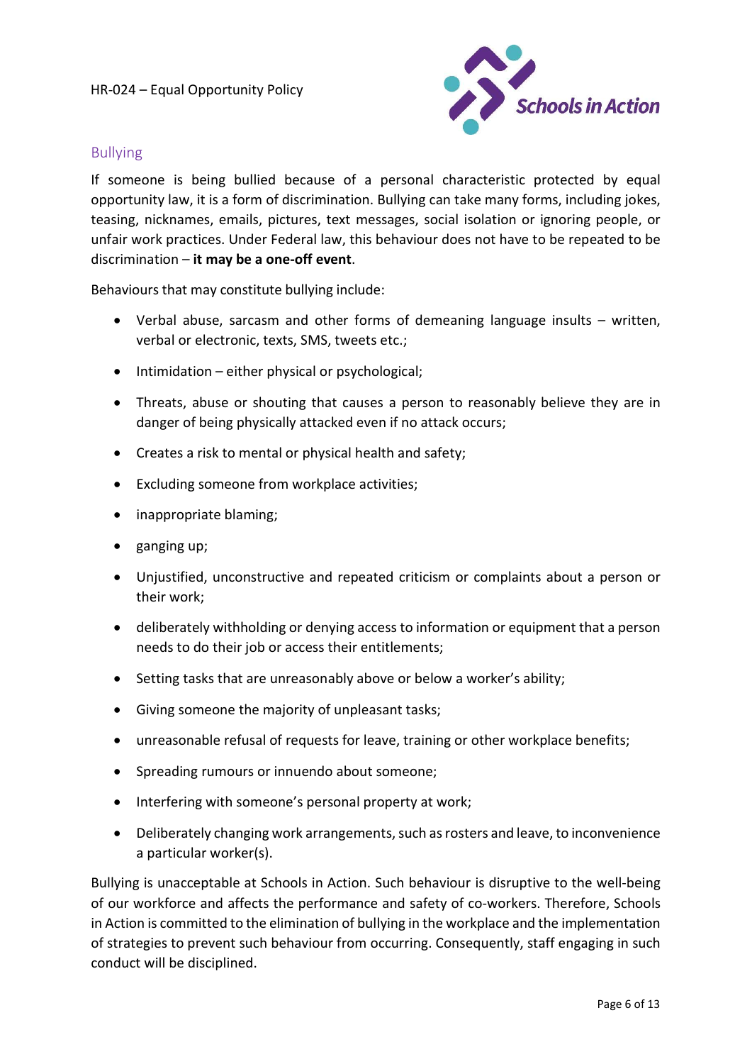## Bullying

If someone is being bullied because of a personal characteristic protected by equal opportunity law, it is a form of discrimination. Bullying can take many forms, including jokes, teasing, nicknames, emails, pictures, text messages, social isolation or ignoring people, or unfair work practices. Under Federal law, this behaviour does not have to be repeated to be discrimination – **it may be a one-off event**.

Behaviours that may constitute bullying include:

- Verbal abuse, sarcasm and other forms of demeaning language insults – written, verbal or electronic, texts, SMS, tweets etc.;
- Intimidation – either physical or psychological;
- Threats, abuse or shouting that causes a person to reasonably believe they are in danger of being physically attacked even if no attack occurs;
- Creates a risk to mental or physical health and safety;
- Excluding someone from workplace activities;
- inappropriate blaming;
- ganging up;
- Unjustified, unconstructive and repeated criticism or complaints about a person or their work;
- deliberately withholding or denying access to information or equipment that a person needs to do their job or access their entitlements;
- Setting tasks that are unreasonably above or below a worker's ability;
- Giving someone the majority of unpleasant tasks;
- unreasonable refusal of requests for leave, training or other workplace benefits;
- Spreading rumours or innuendo about someone;
- Interfering with someone's personal property at work;
- Deliberately changing work arrangements, such as rosters and leave, to inconvenience a particular worker(s).

Bullying is unacceptable at Schools in Action. Such behaviour is disruptive to the well-being of our workforce and affects the performance and safety of co-workers. Therefore, Schools in Action is committed to the elimination of bullying in the workplace and the implementation of strategies to prevent such behaviour from occurring. Consequently, staff engaging in such conduct will be disciplined.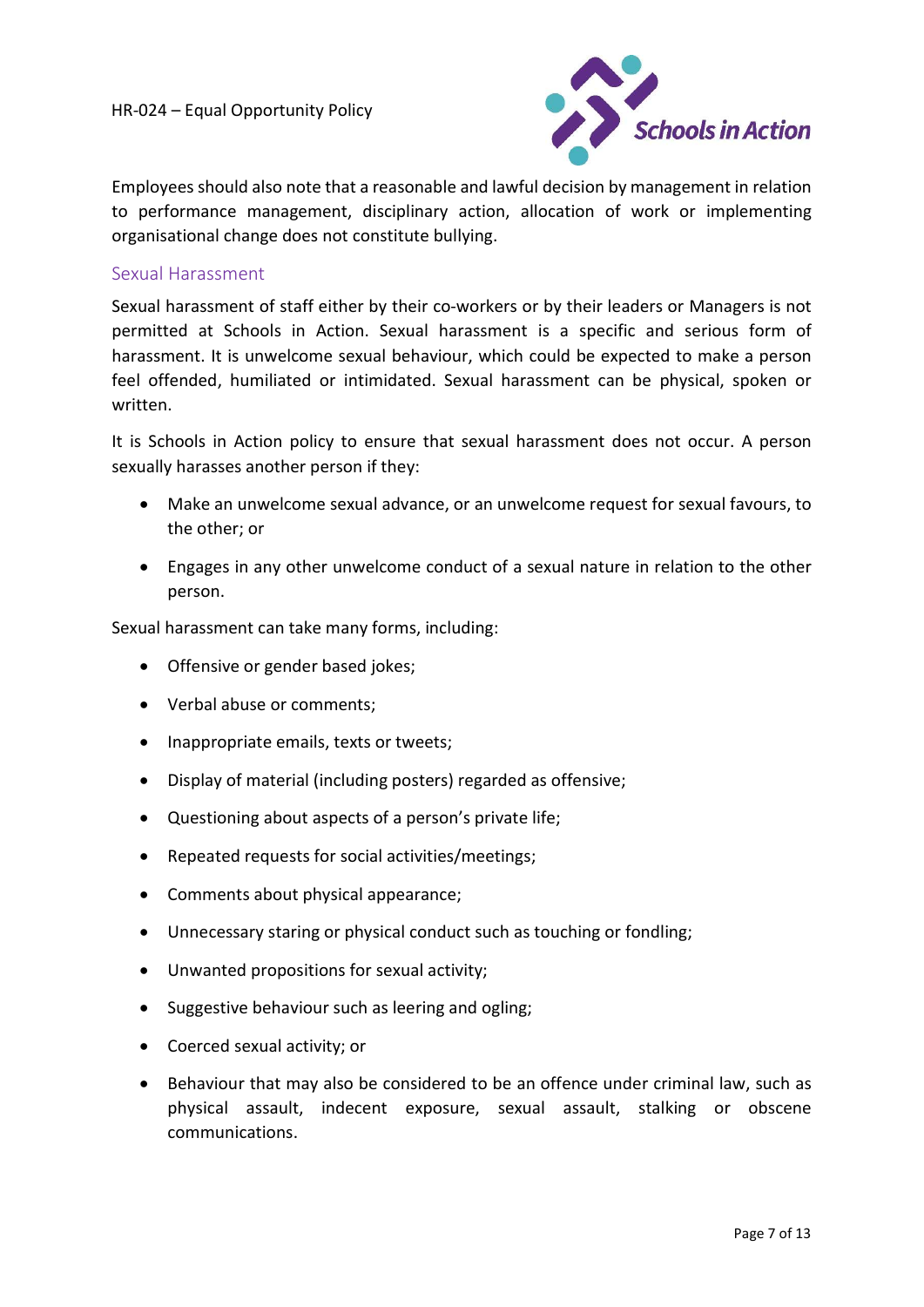Employees should also note that a reasonable and lawful decision by management in relation to performance management, disciplinary action, allocation of work or implementing organisational change does not constitute bullying.

## Sexual Harassment

Sexual harassment of staff either by their co-workers or by their leaders or Managers is not permitted at Schools in Action. Sexual harassment is a specific and serious form of harassment. It is unwelcome sexual behaviour, which could be expected to make a person feel offended, humiliated or intimidated. Sexual harassment can be physical, spoken or written.

It is Schools in Action policy to ensure that sexual harassment does not occur. A person sexually harasses another person if they:

- Make an unwelcome sexual advance, or an unwelcome request for sexual favours, to the other; or
- Engages in any other unwelcome conduct of a sexual nature in relation to the other person.

Sexual harassment can take many forms, including:

- Offensive or gender based jokes;
- Verbal abuse or comments;
- Inappropriate emails, texts or tweets;
- Display of material (including posters) regarded as offensive;
- Questioning about aspects of a person's private life;
- Repeated requests for social activities/meetings;
- Comments about physical appearance;
- Unnecessary staring or physical conduct such as touching or fondling;
- Unwanted propositions for sexual activity;
- Suggestive behaviour such as leering and ogling;
- Coerced sexual activity; or
- Behaviour that may also be considered to be an offence under criminal law, such as physical assault, indecent exposure, sexual assault, stalking or obscene communications.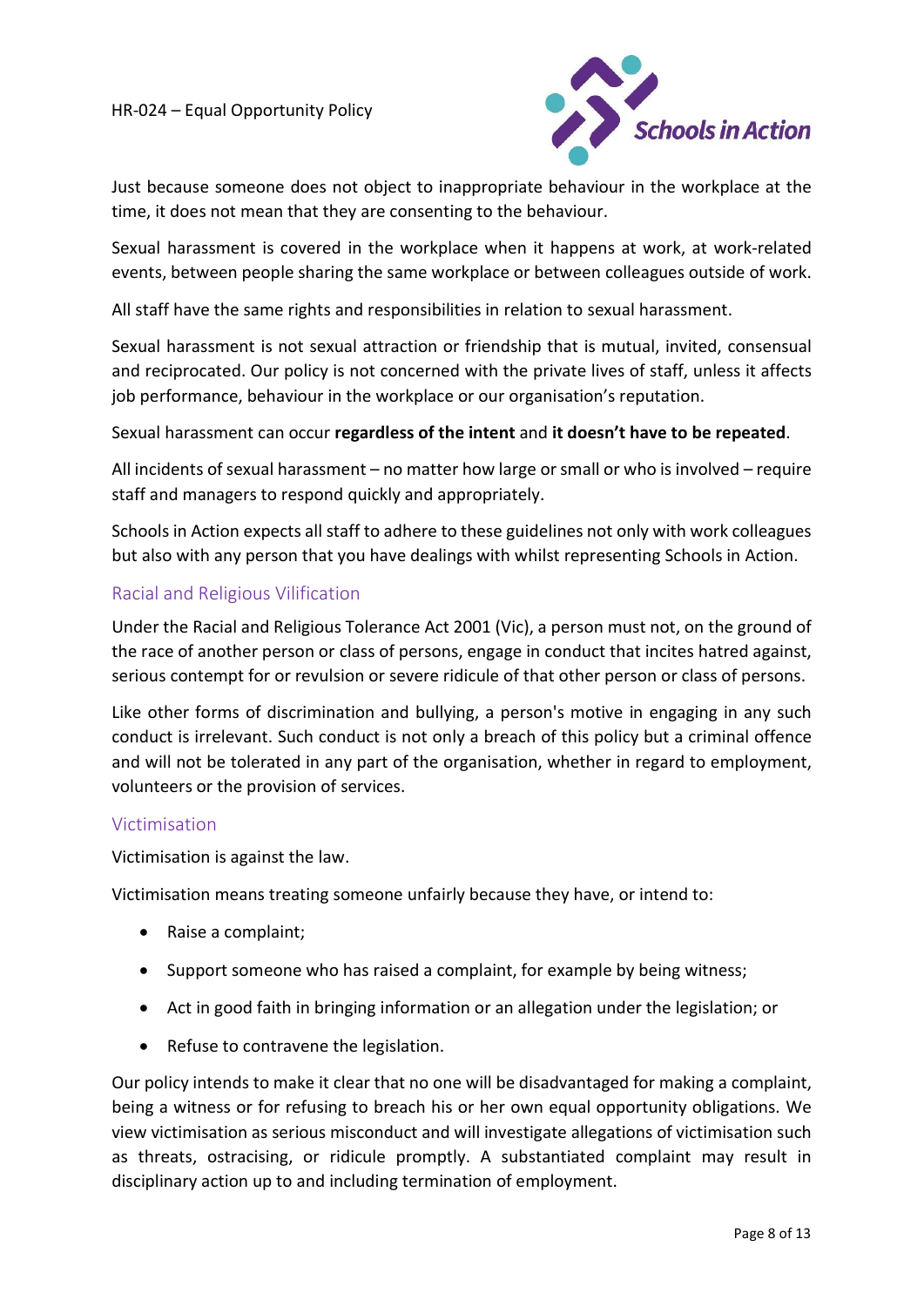Just because someone does not object to inappropriate behaviour in the workplace at the time, it does not mean that they are consenting to the behaviour.

Sexual harassment is covered in the workplace when it happens at work, at work-related events, between people sharing the same workplace or between colleagues outside of work.

All staff have the same rights and responsibilities in relation to sexual harassment.

Sexual harassment is not sexual attraction or friendship that is mutual, invited, consensual and reciprocated. Our policy is not concerned with the private lives of staff, unless it affects job performance, behaviour in the workplace or our organisation's reputation.

Sexual harassment can occur **regardless of the intent** and **it doesn't have to be repeated**.

All incidents of sexual harassment – no matter how large or small or who is involved – require staff and managers to respond quickly and appropriately.

Schools in Action expects all staff to adhere to these guidelines not only with work colleagues but also with any person that you have dealings with whilst representing Schools in Action.

## Racial and Religious Vilification

Under the Racial and Religious Tolerance Act 2001 (Vic), a person must not, on the ground of the race of another person or class of persons, engage in conduct that incites hatred against, serious contempt for or revulsion or severe ridicule of that other person or class of persons.

Like other forms of discrimination and bullying, a person's motive in engaging in any such conduct is irrelevant. Such conduct is not only a breach of this policy but a criminal offence and will not be tolerated in any part of the organisation, whether in regard to employment, volunteers or the provision of services.

## Victimisation

Victimisation is against the law.

Victimisation means treating someone unfairly because they have, or intend to:

- Raise a complaint;
- Support someone who has raised a complaint, for example by being witness;
- Act in good faith in bringing information or an allegation under the legislation; or
- Refuse to contravene the legislation.

Our policy intends to make it clear that no one will be disadvantaged for making a complaint, being a witness or for refusing to breach his or her own equal opportunity obligations. We view victimisation as serious misconduct and will investigate allegations of victimisation such as threats, ostracising, or ridicule promptly. A substantiated complaint may result in disciplinary action up to and including termination of employment.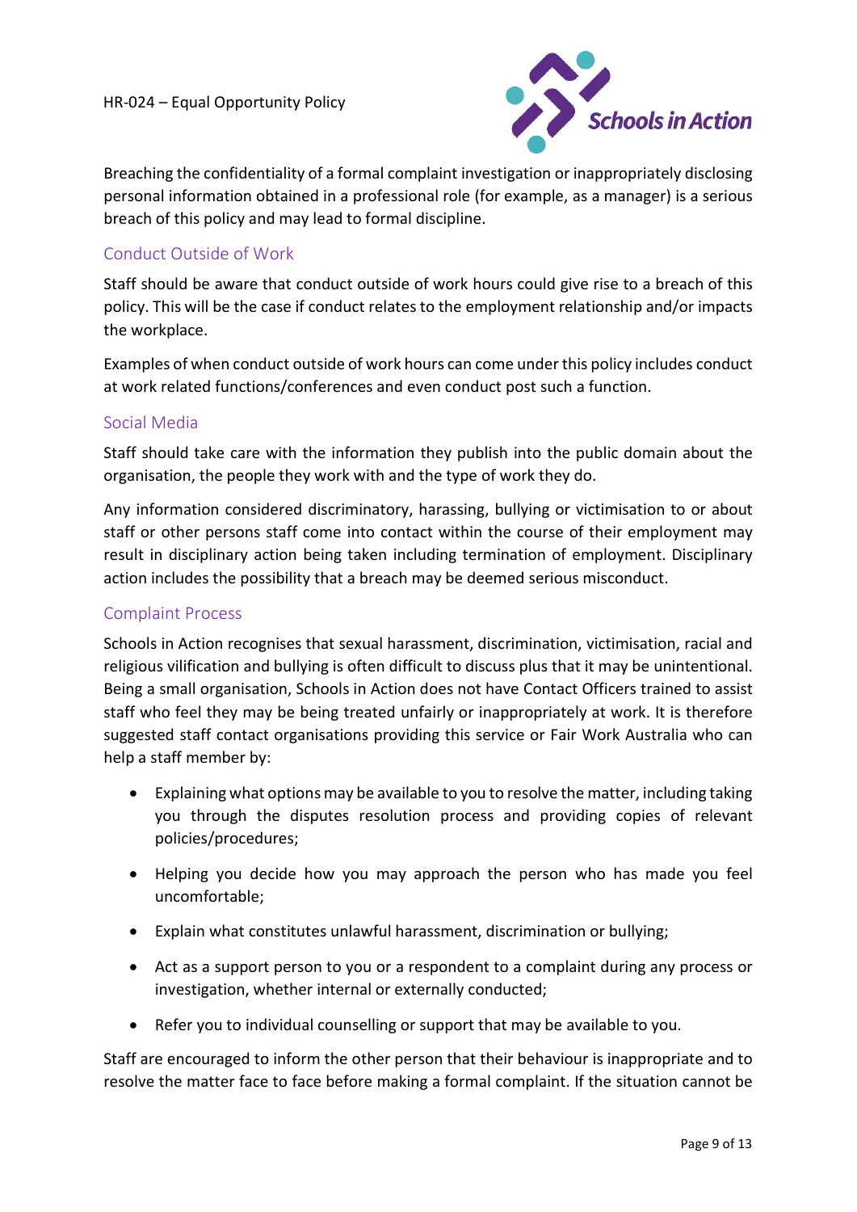Breaching the confidentiality of a formal complaint investigation or inappropriately disclosing personal information obtained in a professional role (for example, as a manager) is a serious breach of this policy and may lead to formal discipline.

## Conduct Outside of Work

Staff should be aware that conduct outside of work hours could give rise to a breach of this policy. This will be the case if conduct relates to the employment relationship and/or impacts the workplace.

Examples of when conduct outside of work hours can come under this policy includes conduct at work related functions/conferences and even conduct post such a function.

## Social Media

Staff should take care with the information they publish into the public domain about the organisation, the people they work with and the type of work they do.

Any information considered discriminatory, harassing, bullying or victimisation to or about staff or other persons staff come into contact within the course of their employment may result in disciplinary action being taken including termination of employment. Disciplinary action includes the possibility that a breach may be deemed serious misconduct.

## Complaint Process

Schools in Action recognises that sexual harassment, discrimination, victimisation, racial and religious vilification and bullying is often difficult to discuss plus that it may be unintentional. Being a small organisation, Schools in Action does not have Contact Officers trained to assist staff who feel they may be being treated unfairly or inappropriately at work. It is therefore suggested staff contact organisations providing this service or Fair Work Australia who can help a staff member by:

- Explaining what options may be available to you to resolve the matter, including taking you through the disputes resolution process and providing copies of relevant policies/procedures;
- Helping you decide how you may approach the person who has made you feel uncomfortable;
- Explain what constitutes unlawful harassment, discrimination or bullying;
- Act as a support person to you or a respondent to a complaint during any process or investigation, whether internal or externally conducted;
- Refer you to individual counselling or support that may be available to you.

Staff are encouraged to inform the other person that their behaviour is inappropriate and to resolve the matter face to face before making a formal complaint. If the situation cannot be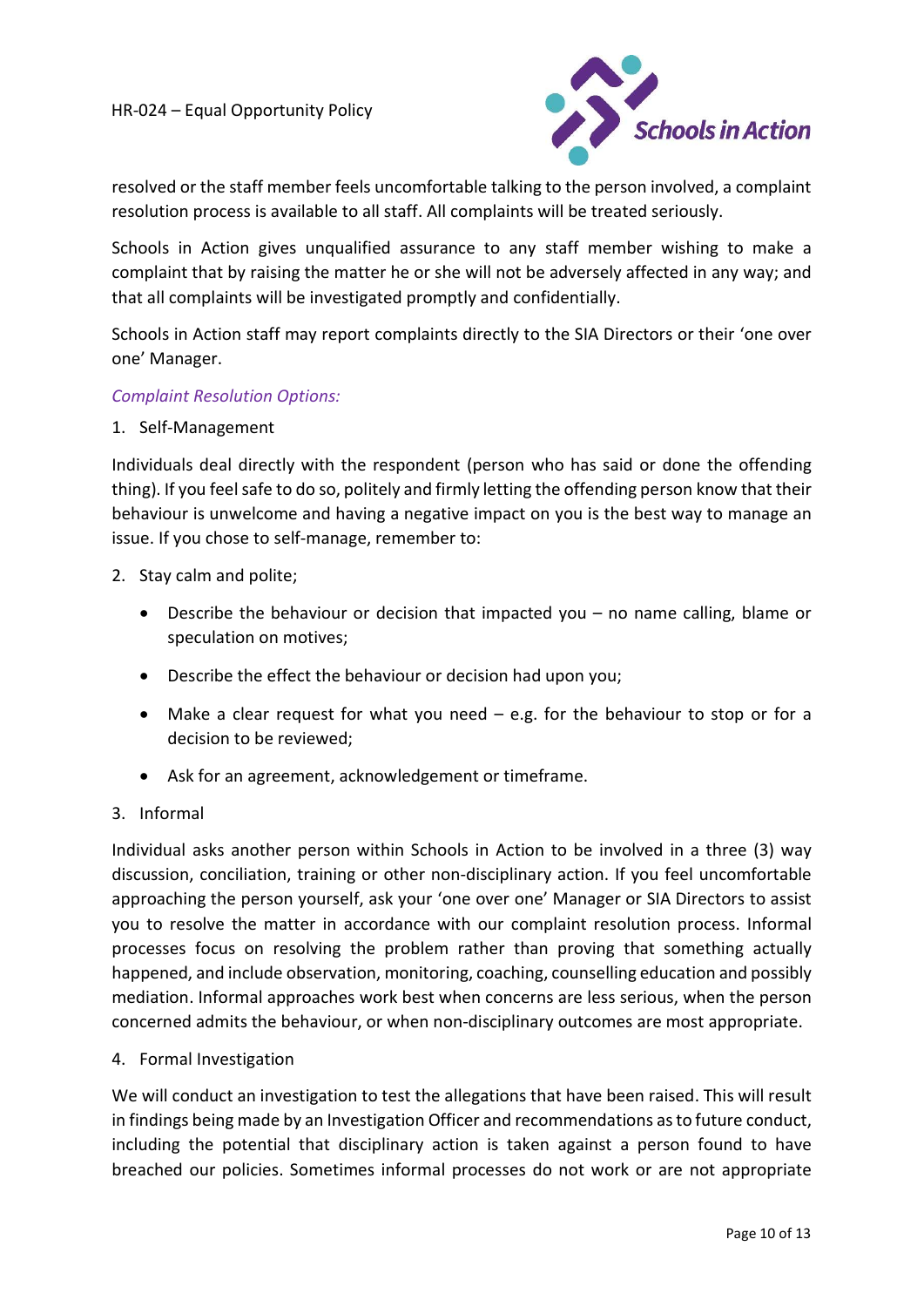resolved or the staff member feels uncomfortable talking to the person involved, a complaint resolution process is available to all staff. All complaints will be treated seriously.

Schools in Action gives unqualified assurance to any staff member wishing to make a complaint that by raising the matter he or she will not be adversely affected in any way; and that all complaints will be investigated promptly and confidentially.

Schools in Action staff may report complaints directly to the SIA Directors or their 'one over one' Manager.

*Complaint Resolution Options:*

1. Self-Management

Individuals deal directly with the respondent (person who has said or done the offending thing). If you feel safe to do so, politely and firmly letting the offending person know that their behaviour is unwelcome and having a negative impact on you is the best way to manage an issue. If you chose to self-manage, remember to:

2. Stay calm and polite;
   - Describe the behaviour or decision that impacted you – no name calling, blame or speculation on motives;
   - Describe the effect the behaviour or decision had upon you;
   - Make a clear request for what you need – e.g. for the behaviour to stop or for a decision to be reviewed;
   - Ask for an agreement, acknowledgement or timeframe.

3. Informal

Individual asks another person within Schools in Action to be involved in a three (3) way discussion, conciliation, training or other non-disciplinary action. If you feel uncomfortable approaching the person yourself, ask your 'one over one' Manager or SIA Directors to assist you to resolve the matter in accordance with our complaint resolution process. Informal processes focus on resolving the problem rather than proving that something actually happened, and include observation, monitoring, coaching, counselling education and possibly mediation. Informal approaches work best when concerns are less serious, when the person concerned admits the behaviour, or when non-disciplinary outcomes are most appropriate.

4. Formal Investigation

We will conduct an investigation to test the allegations that have been raised. This will result in findings being made by an Investigation Officer and recommendations as to future conduct, including the potential that disciplinary action is taken against a person found to have breached our policies. Sometimes informal processes do not work or are not appropriate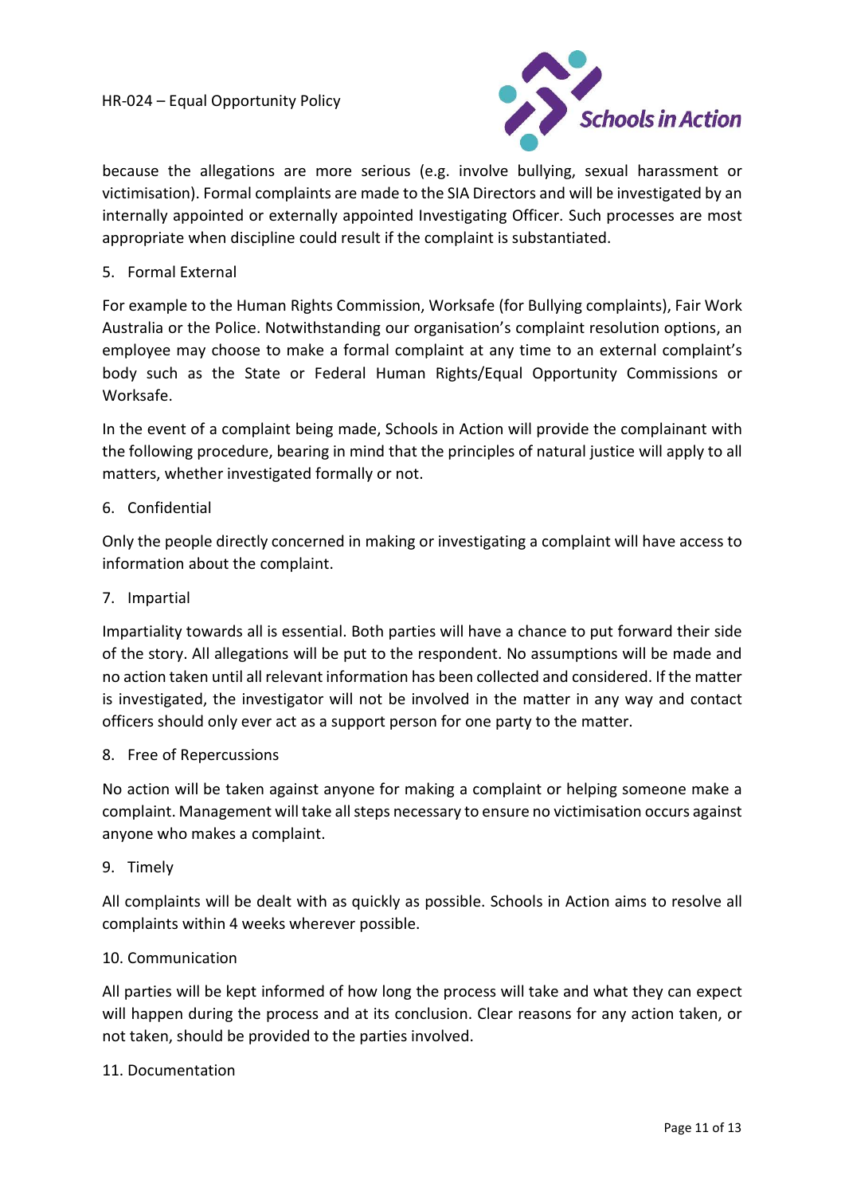because the allegations are more serious (e.g. involve bullying, sexual harassment or victimisation). Formal complaints are made to the SIA Directors and will be investigated by an internally appointed or externally appointed Investigating Officer. Such processes are most appropriate when discipline could result if the complaint is substantiated.

5. Formal External

For example to the Human Rights Commission, Worksafe (for Bullying complaints), Fair Work Australia or the Police. Notwithstanding our organisation's complaint resolution options, an employee may choose to make a formal complaint at any time to an external complaint's body such as the State or Federal Human Rights/Equal Opportunity Commissions or Worksafe.

In the event of a complaint being made, Schools in Action will provide the complainant with the following procedure, bearing in mind that the principles of natural justice will apply to all matters, whether investigated formally or not.

6. Confidential

Only the people directly concerned in making or investigating a complaint will have access to information about the complaint.

7. Impartial

Impartiality towards all is essential. Both parties will have a chance to put forward their side of the story. All allegations will be put to the respondent. No assumptions will be made and no action taken until all relevant information has been collected and considered. If the matter is investigated, the investigator will not be involved in the matter in any way and contact officers should only ever act as a support person for one party to the matter.

8. Free of Repercussions

No action will be taken against anyone for making a complaint or helping someone make a complaint. Management will take all steps necessary to ensure no victimisation occurs against anyone who makes a complaint.

9. Timely

All complaints will be dealt with as quickly as possible. Schools in Action aims to resolve all complaints within 4 weeks wherever possible.

10. Communication

All parties will be kept informed of how long the process will take and what they can expect will happen during the process and at its conclusion. Clear reasons for any action taken, or not taken, should be provided to the parties involved.

11. Documentation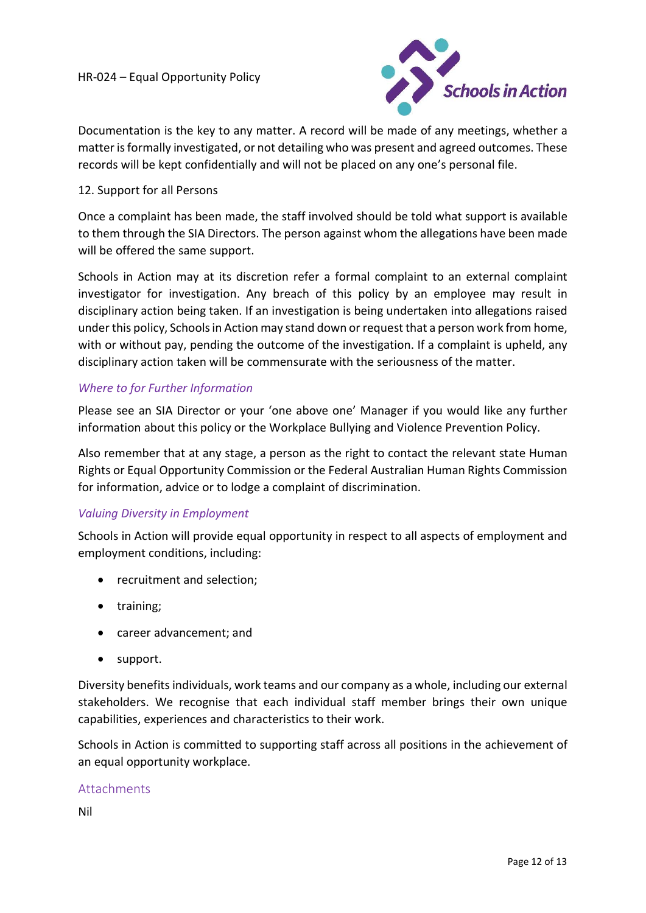Documentation is the key to any matter. A record will be made of any meetings, whether a matter is formally investigated, or not detailing who was present and agreed outcomes. These records will be kept confidentially and will not be placed on any one's personal file.

12. Support for all Persons

Once a complaint has been made, the staff involved should be told what support is available to them through the SIA Directors. The person against whom the allegations have been made will be offered the same support.

Schools in Action may at its discretion refer a formal complaint to an external complaint investigator for investigation. Any breach of this policy by an employee may result in disciplinary action being taken. If an investigation is being undertaken into allegations raised under this policy, Schools in Action may stand down or request that a person work from home, with or without pay, pending the outcome of the investigation. If a complaint is upheld, any disciplinary action taken will be commensurate with the seriousness of the matter.

### *Where to for Further Information*

Please see an SIA Director or your 'one above one' Manager if you would like any further information about this policy or the Workplace Bullying and Violence Prevention Policy.

Also remember that at any stage, a person as the right to contact the relevant state Human Rights or Equal Opportunity Commission or the Federal Australian Human Rights Commission for information, advice or to lodge a complaint of discrimination.

### *Valuing Diversity in Employment*

Schools in Action will provide equal opportunity in respect to all aspects of employment and employment conditions, including:

- recruitment and selection;
- training;
- career advancement; and
- support.

Diversity benefits individuals, work teams and our company as a whole, including our external stakeholders. We recognise that each individual staff member brings their own unique capabilities, experiences and characteristics to their work.

Schools in Action is committed to supporting staff across all positions in the achievement of an equal opportunity workplace.

## Attachments

Nil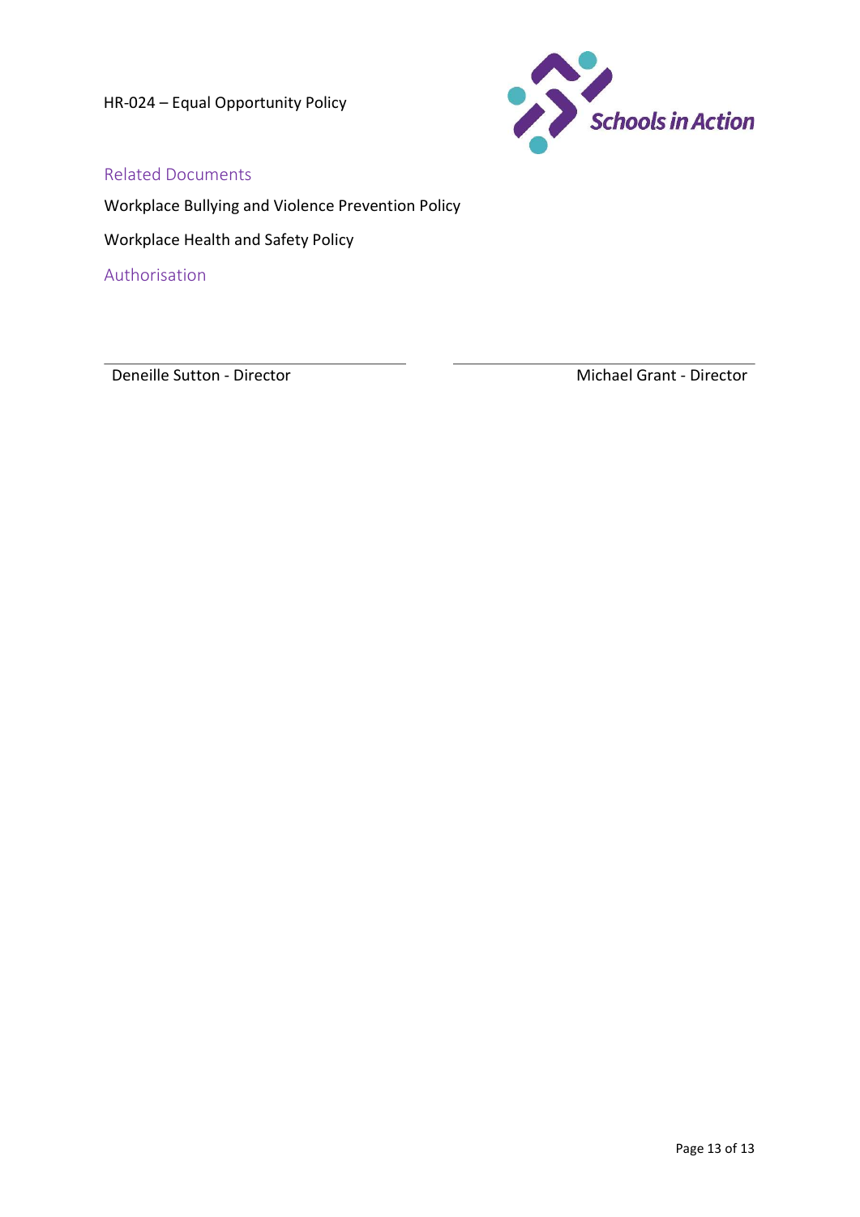## Related Documents

Workplace Bullying and Violence Prevention Policy

Workplace Health and Safety Policy

## Authorisation

| | |
|---|---|
| Deneille Sutton - Director | Michael Grant - Director |